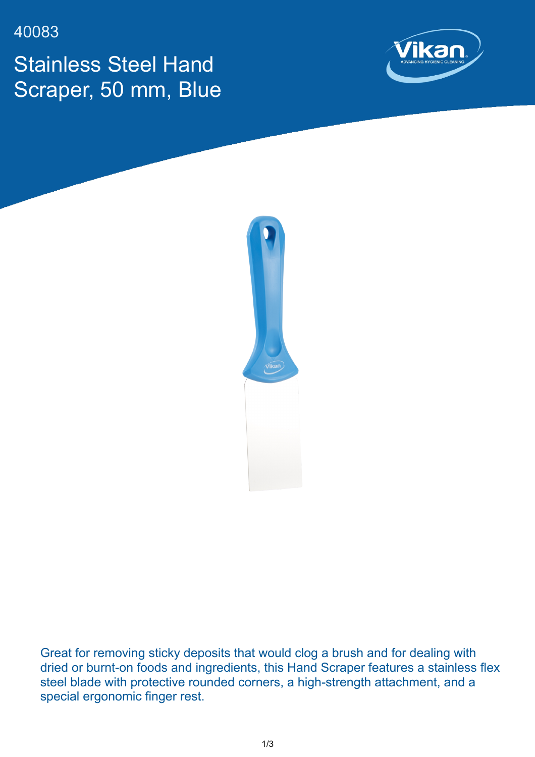40083

# Stainless Steel Hand Scraper, 50 mm, Blue

Great for removing sticky deposits that would clog a brush and for dealing with dried or burnt-on foods and ingredients, this Hand Scraper features a stainless flex steel blade with protective rounded corners, a high-strength attachment, and a special ergonomic finger rest.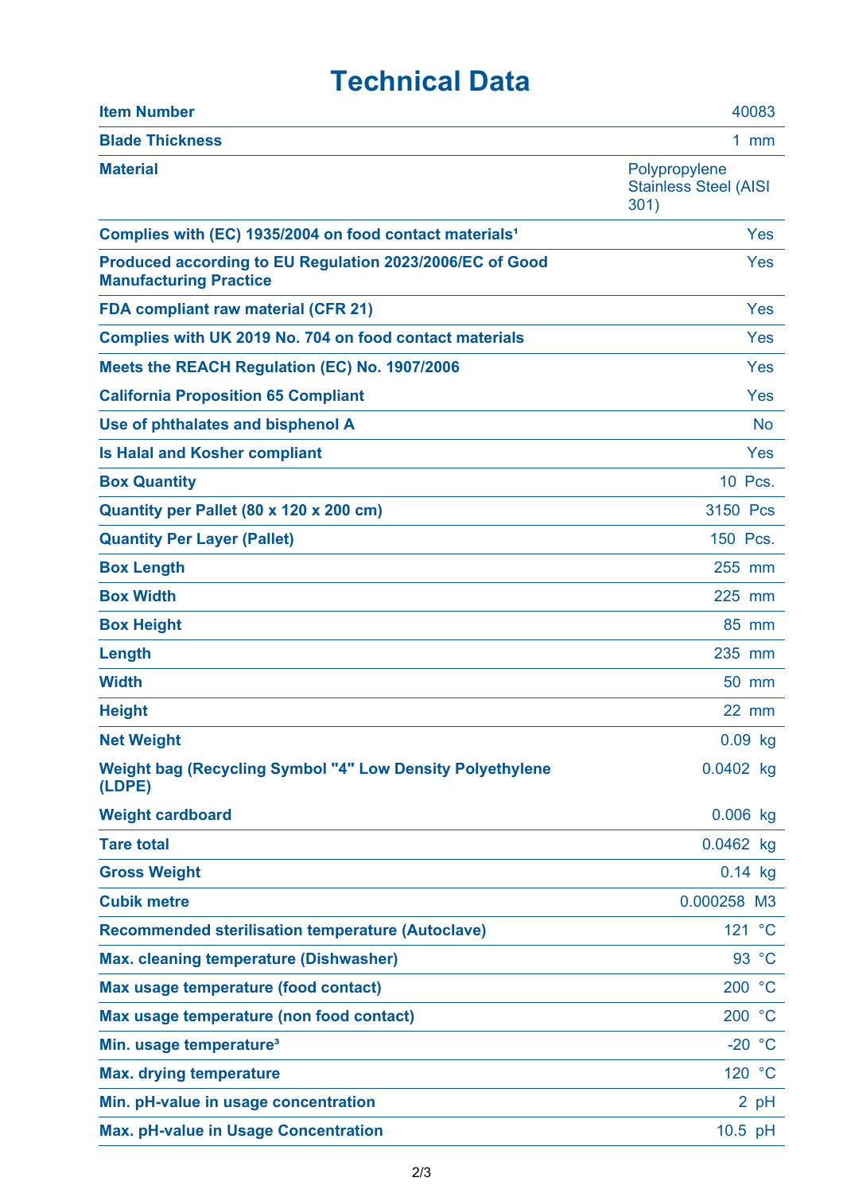# Technical Data

| | |
|---|---|
| **Item Number** | 40083 |
| **Blade Thickness** | 1 mm |
| **Material** | Polypropylene Stainless Steel (AISI 301) |
| **Complies with (EC) 1935/2004 on food contact materials[1]** | Yes |
| **Produced according to EU Regulation 2023/2006/EC of Good Manufacturing Practice** | Yes |
| **FDA compliant raw material (CFR 21)** | Yes |
| **Complies with UK 2019 No. 704 on food contact materials** | Yes |
| **Meets the REACH Regulation (EC) No. 1907/2006** | Yes |
| **California Proposition 65 Compliant** | Yes |
| **Use of phthalates and bisphenol A** | No |
| **Is Halal and Kosher compliant** | Yes |
| **Box Quantity** | 10 Pcs. |
| **Quantity per Pallet (80 x 120 x 200 cm)** | 3150 Pcs |
| **Quantity Per Layer (Pallet)** | 150 Pcs. |
| **Box Length** | 255 mm |
| **Box Width** | 225 mm |
| **Box Height** | 85 mm |
| **Length** | 235 mm |
| **Width** | 50 mm |
| **Height** | 22 mm |
| **Net Weight** | 0.09 kg |
| **Weight bag (Recycling Symbol "4" Low Density Polyethylene (LDPE)** | 0.0402 kg |
| **Weight cardboard** | 0.006 kg |
| **Tare total** | 0.0462 kg |
| **Gross Weight** | 0.14 kg |
| **Cubik metre** | 0.000258 M3 |
| **Recommended sterilisation temperature (Autoclave)** | 121 °C |
| **Max. cleaning temperature (Dishwasher)** | 93 °C |
| **Max usage temperature (food contact)** | 200 °C |
| **Max usage temperature (non food contact)** | 200 °C |
| **Min. usage temperature[3]** | -20 °C |
| **Max. drying temperature** | 120 °C |
| **Min. pH-value in usage concentration** | 2 pH |
| **Max. pH-value in Usage Concentration** | 10.5 pH |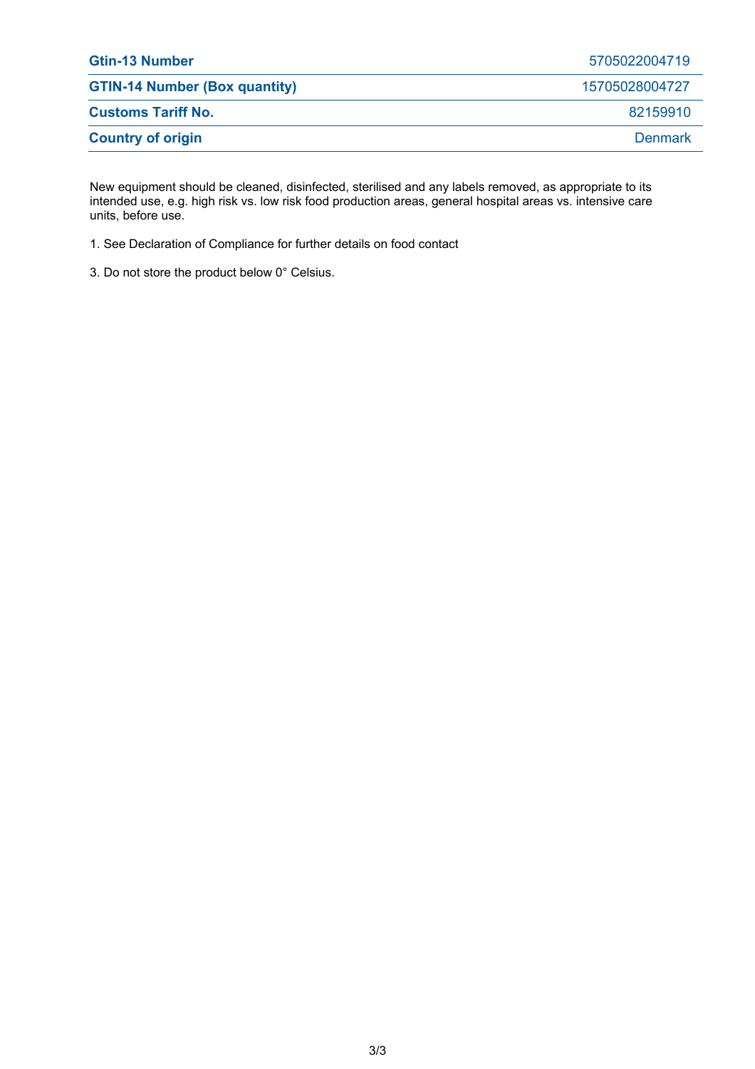| | |
|---|---|
| **Gtin-13 Number** | 5705022004719 |
| **GTIN-14 Number (Box quantity)** | 15705028004727 |
| **Customs Tariff No.** | 82159910 |
| **Country of origin** | Denmark |

New equipment should be cleaned, disinfected, sterilised and any labels removed, as appropriate to its intended use, e.g. high risk vs. low risk food production areas, general hospital areas vs. intensive care units, before use.

1. See Declaration of Compliance for further details on food contact

3. Do not store the product below 0° Celsius.